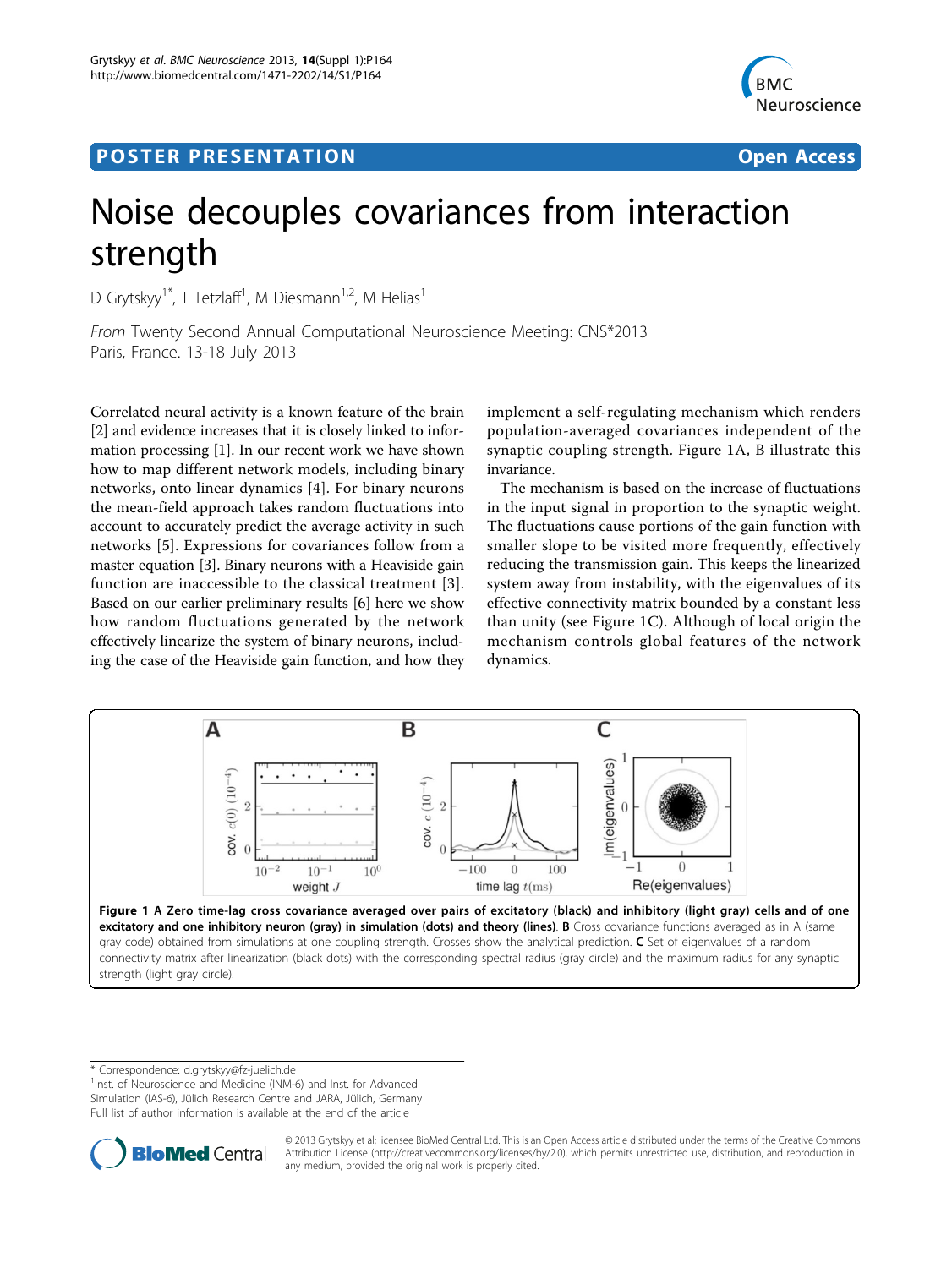POSTER PRESENTATION

Open Access

# Noise decouples covariances from interaction strength

D Grytskyy[1*], T Tetzlaff[1], M Diesmann[1,2], M Helias[1]

*From* Twenty Second Annual Computational Neuroscience Meeting: CNS*2013
Paris, France. 13-18 July 2013

Correlated neural activity is a known feature of the brain [2] and evidence increases that it is closely linked to information processing [1]. In our recent work we have shown how to map different network models, including binary networks, onto linear dynamics [4]. For binary neurons the mean-field approach takes random fluctuations into account to accurately predict the average activity in such networks [5]. Expressions for covariances follow from a master equation [3]. Binary neurons with a Heaviside gain function are inaccessible to the classical treatment [3]. Based on our earlier preliminary results [6] here we show how random fluctuations generated by the network effectively linearize the system of binary neurons, including the case of the Heaviside gain function, and how they implement a self-regulating mechanism which renders population-averaged covariances independent of the synaptic coupling strength. Figure 1A, B illustrate this invariance.

The mechanism is based on the increase of fluctuations in the input signal in proportion to the synaptic weight. The fluctuations cause portions of the gain function with smaller slope to be visited more frequently, effectively reducing the transmission gain. This keeps the linearized system away from instability, with the eigenvalues of its effective connectivity matrix bounded by a constant less than unity (see Figure 1C). Although of local origin the mechanism controls global features of the network dynamics.

**Figure 1 A Zero time-lag cross covariance averaged over pairs of excitatory (black) and inhibitory (light gray) cells and of one excitatory and one inhibitory neuron (gray) in simulation (dots) and theory (lines). B** Cross covariance functions averaged as in A (same gray code) obtained from simulations at one coupling strength. Crosses show the analytical prediction. **C** Set of eigenvalues of a random connectivity matrix after linearization (black dots) with the corresponding spectral radius (gray circle) and the maximum radius for any synaptic strength (light gray circle).

* Correspondence: d.grytskyy@fz-juelich.de
[1]Inst. of Neuroscience and Medicine (INM-6) and Inst. for Advanced Simulation (IAS-6), Jülich Research Centre and JARA, Jülich, Germany
Full list of author information is available at the end of the article

© 2013 Grytskyy et al; licensee BioMed Central Ltd. This is an Open Access article distributed under the terms of the Creative Commons Attribution License (http://creativecommons.org/licenses/by/2.0), which permits unrestricted use, distribution, and reproduction in any medium, provided the original work is properly cited.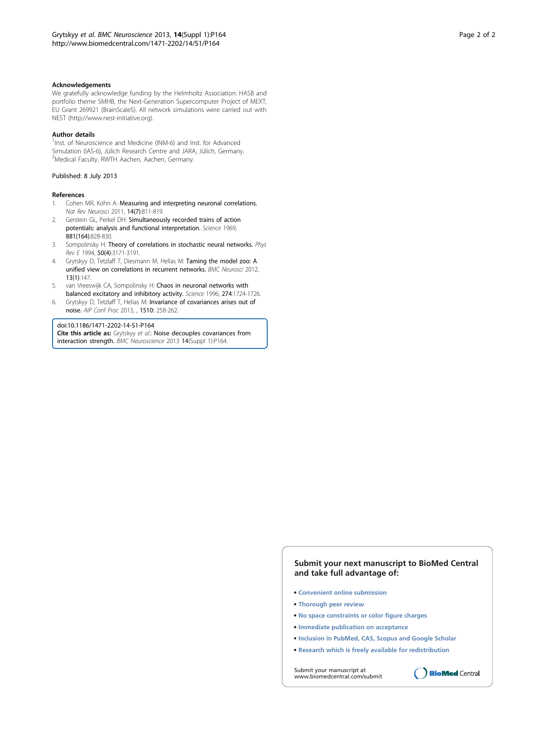### Acknowledgements

We gratefully acknowledge funding by the Helmholtz Association: HASB and portfolio theme SMHB, the Next-Generation Supercomputer Project of MEXT, EU Grant 269921 (BrainScaleS). All network simulations were carried out with NEST (http://www.nest-initiative.org).

### Author details

[1]Inst. of Neuroscience and Medicine (INM-6) and Inst. for Advanced Simulation (IAS-6), Jülich Research Centre and JARA, Jülich, Germany. [2]Medical Faculty, RWTH Aachen, Aachen, Germany.

Published: 8 July 2013

### References

1. Cohen MR, Kohn A: **Measuring and interpreting neuronal correlations.** *Nat Rev Neurosci* 2011, **14(7)**:811-819.
2. Gerstein GL, Perkel DH: **Simultaneously recorded trains of action potentials: analysis and functional interpretation.** *Science* 1969, **881(164)**:828-830.
3. Sompolinsky H: **Theory of correlations in stochastic neural networks.** *Phys Rev E* 1994, **50(4)**:3171-3191.
4. Grytskyy D, Tetzlaff T, Diesmann M, Helias M: **Taming the model zoo: A unified view on correlations in recurrent networks.** *BMC Neurosci* 2012, **13(1)**:147.
5. van Vreeswijk CA, Sompolinsky H: **Chaos in neuronal networks with balanced excitatory and inhibitory activity.** *Science* 1996, **274**:1724-1726.
6. Grytskyy D, Tetzlaff T, Helias M: **Invariance of covariances arises out of noise.** *AIP Conf Proc* 2013, , **1510:** 258-262.

doi:10.1186/1471-2202-14-S1-P164

**Cite this article as:** Grytskyy *et al.*: Noise decouples covariances from interaction strength. *BMC Neuroscience* 2013 **14**(Suppl 1):P164.

**Submit your next manuscript to BioMed Central and take full advantage of:**

- **Convenient online submission**
- **Thorough peer review**
- **No space constraints or color figure charges**
- **Immediate publication on acceptance**
- **Inclusion in PubMed, CAS, Scopus and Google Scholar**
- **Research which is freely available for redistribution**

Submit your manuscript at www.biomedcentral.com/submit

BioMed Central